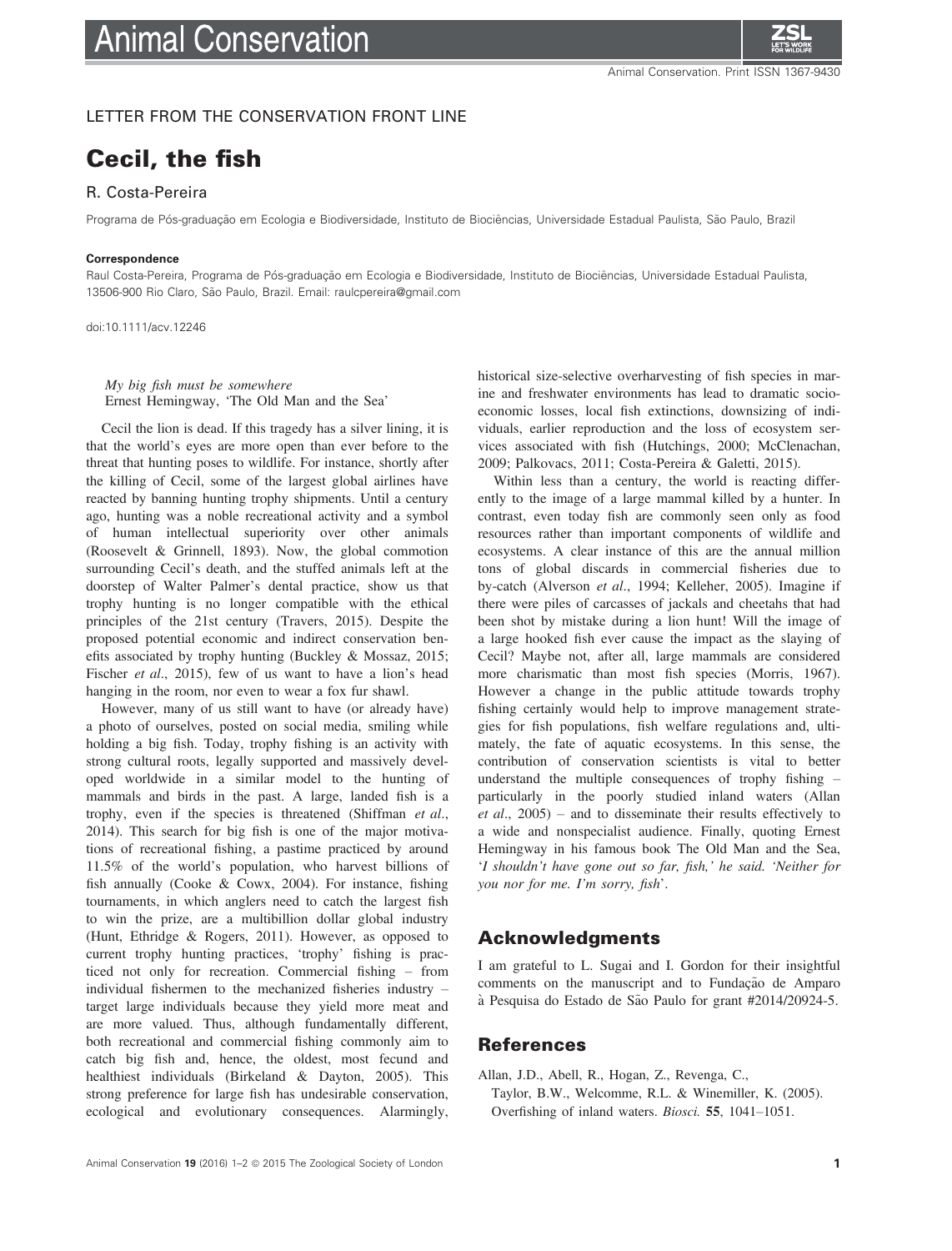LETTER FROM THE CONSERVATION FRONT LINE

# Cecil, the fish

R. Costa-Pereira

Programa de Pós-graduação em Ecologia e Biodiversidade, Instituto de Biociências, Universidade Estadual Paulista, São Paulo, Brazil

**Correspondence**

Raul Costa-Pereira, Programa de Pós-graduação em Ecologia e Biodiversidade, Instituto de Biociências, Universidade Estadual Paulista, 13506-900 Rio Claro, São Paulo, Brazil. Email: raulcpereira@gmail.com

doi:10.1111/acv.12246

*My big fish must be somewhere*
Ernest Hemingway, 'The Old Man and the Sea'

Cecil the lion is dead. If this tragedy has a silver lining, it is that the world's eyes are more open than ever before to the threat that hunting poses to wildlife. For instance, shortly after the killing of Cecil, some of the largest global airlines have reacted by banning hunting trophy shipments. Until a century ago, hunting was a noble recreational activity and a symbol of human intellectual superiority over other animals (Roosevelt & Grinnell, 1893). Now, the global commotion surrounding Cecil's death, and the stuffed animals left at the doorstep of Walter Palmer's dental practice, show us that trophy hunting is no longer compatible with the ethical principles of the 21st century (Travers, 2015). Despite the proposed potential economic and indirect conservation benefits associated by trophy hunting (Buckley & Mossaz, 2015; Fischer *et al*., 2015), few of us want to have a lion's head hanging in the room, nor even to wear a fox fur shawl.

However, many of us still want to have (or already have) a photo of ourselves, posted on social media, smiling while holding a big fish. Today, trophy fishing is an activity with strong cultural roots, legally supported and massively developed worldwide in a similar model to the hunting of mammals and birds in the past. A large, landed fish is a trophy, even if the species is threatened (Shiffman *et al*., 2014). This search for big fish is one of the major motivations of recreational fishing, a pastime practiced by around 11.5% of the world's population, who harvest billions of fish annually (Cooke & Cowx, 2004). For instance, fishing tournaments, in which anglers need to catch the largest fish to win the prize, are a multibillion dollar global industry (Hunt, Ethridge & Rogers, 2011). However, as opposed to current trophy hunting practices, 'trophy' fishing is practiced not only for recreation. Commercial fishing – from individual fishermen to the mechanized fisheries industry – target large individuals because they yield more meat and are more valued. Thus, although fundamentally different, both recreational and commercial fishing commonly aim to catch big fish and, hence, the oldest, most fecund and healthiest individuals (Birkeland & Dayton, 2005). This strong preference for large fish has undesirable conservation, ecological and evolutionary consequences. Alarmingly, historical size-selective overharvesting of fish species in marine and freshwater environments has lead to dramatic socio-economic losses, local fish extinctions, downsizing of individuals, earlier reproduction and the loss of ecosystem services associated with fish (Hutchings, 2000; McClenachan, 2009; Palkovacs, 2011; Costa-Pereira & Galetti, 2015).

Within less than a century, the world is reacting differently to the image of a large mammal killed by a hunter. In contrast, even today fish are commonly seen only as food resources rather than important components of wildlife and ecosystems. A clear instance of this are the annual million tons of global discards in commercial fisheries due to by-catch (Alverson *et al*., 1994; Kelleher, 2005). Imagine if there were piles of carcasses of jackals and cheetahs that had been shot by mistake during a lion hunt! Will the image of a large hooked fish ever cause the impact as the slaying of Cecil? Maybe not, after all, large mammals are considered more charismatic than most fish species (Morris, 1967). However a change in the public attitude towards trophy fishing certainly would help to improve management strategies for fish populations, fish welfare regulations and, ultimately, the fate of aquatic ecosystems. In this sense, the contribution of conservation scientists is vital to better understand the multiple consequences of trophy fishing – particularly in the poorly studied inland waters (Allan *et al*., 2005) – and to disseminate their results effectively to a wide and nonspecialist audience. Finally, quoting Ernest Hemingway in his famous book The Old Man and the Sea, '*I shouldn't have gone out so far, fish,' he said. 'Neither for you nor for me. I'm sorry, fish*'.

## Acknowledgments

I am grateful to L. Sugai and I. Gordon for their insightful comments on the manuscript and to Fundação de Amparo à Pesquisa do Estado de São Paulo for grant #2014/20924-5.

## References

Allan, J.D., Abell, R., Hogan, Z., Revenga, C., Taylor, B.W., Welcomme, R.L. & Winemiller, K. (2005). Overfishing of inland waters. *Biosci.* **55**, 1041–1051.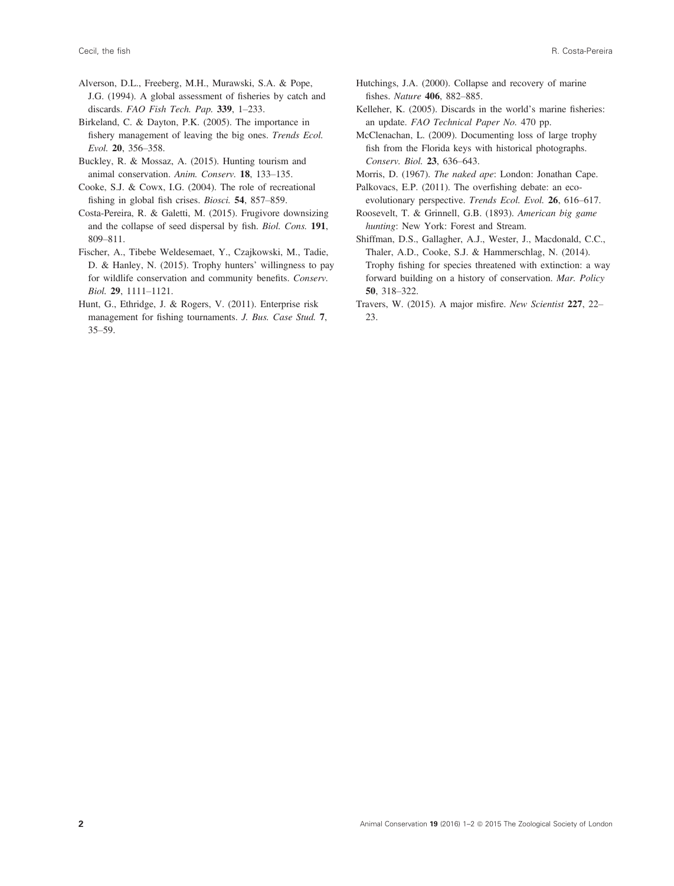Alverson, D.L., Freeberg, M.H., Murawski, S.A. & Pope, J.G. (1994). A global assessment of fisheries by catch and discards. *FAO Fish Tech. Pap.* **339**, 1–233.

Birkeland, C. & Dayton, P.K. (2005). The importance in fishery management of leaving the big ones. *Trends Ecol. Evol.* **20**, 356–358.

Buckley, R. & Mossaz, A. (2015). Hunting tourism and animal conservation. *Anim. Conserv.* **18**, 133–135.

Cooke, S.J. & Cowx, I.G. (2004). The role of recreational fishing in global fish crises. *Biosci.* **54**, 857–859.

Costa-Pereira, R. & Galetti, M. (2015). Frugivore downsizing and the collapse of seed dispersal by fish. *Biol. Cons.* **191**, 809–811.

Fischer, A., Tibebe Weldesemaet, Y., Czajkowski, M., Tadie, D. & Hanley, N. (2015). Trophy hunters' willingness to pay for wildlife conservation and community benefits. *Conserv. Biol.* **29**, 1111–1121.

Hunt, G., Ethridge, J. & Rogers, V. (2011). Enterprise risk management for fishing tournaments. *J. Bus. Case Stud.* **7**, 35–59.

Hutchings, J.A. (2000). Collapse and recovery of marine fishes. *Nature* **406**, 882–885.

Kelleher, K. (2005). Discards in the world's marine fisheries: an update. *FAO Technical Paper No.* 470 pp.

McClenachan, L. (2009). Documenting loss of large trophy fish from the Florida keys with historical photographs. *Conserv. Biol.* **23**, 636–643.

Morris, D. (1967). *The naked ape*: London: Jonathan Cape.

Palkovacs, E.P. (2011). The overfishing debate: an eco-evolutionary perspective. *Trends Ecol. Evol.* **26**, 616–617.

Roosevelt, T. & Grinnell, G.B. (1893). *American big game hunting*: New York: Forest and Stream.

Shiffman, D.S., Gallagher, A.J., Wester, J., Macdonald, C.C., Thaler, A.D., Cooke, S.J. & Hammerschlag, N. (2014). Trophy fishing for species threatened with extinction: a way forward building on a history of conservation. *Mar. Policy* **50**, 318–322.

Travers, W. (2015). A major misfire. *New Scientist* **227**, 22–23.